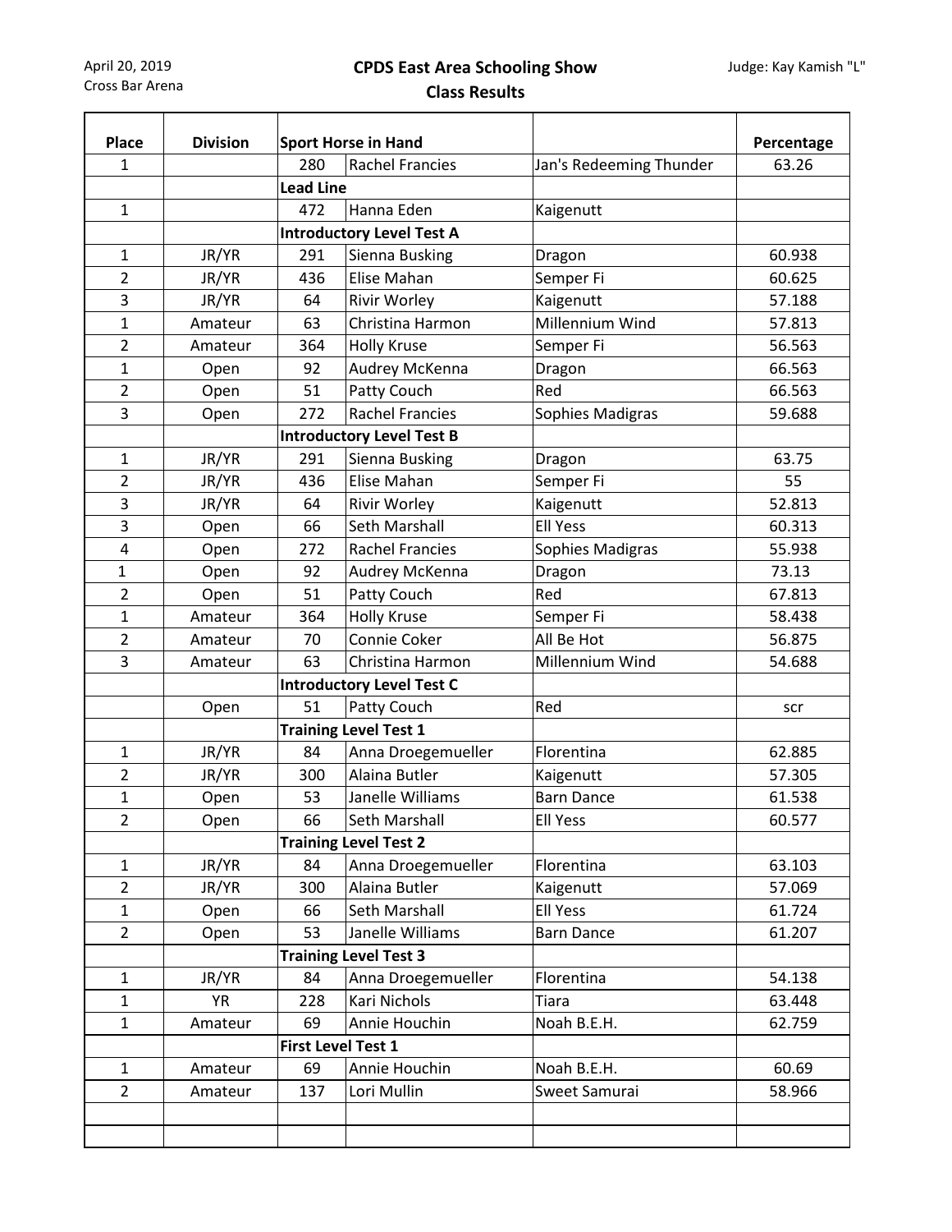April 20, 2019
Cross Bar Arena

# CPDS East Area Schooling Show

## Class Results

Judge: Kay Kamish "L"

| Place | Division | Sport Horse in Hand | | | Percentage |
|---|---|---|---|---|---|
| 1 | | 280 | Rachel Francies | Jan's Redeeming Thunder | 63.26 |
| | | **Lead Line** | | | |
| 1 | | 472 | Hanna Eden | Kaigenutt | |
| | | **Introductory Level Test A** | | | |
| 1 | JR/YR | 291 | Sienna Busking | Dragon | 60.938 |
| 2 | JR/YR | 436 | Elise Mahan | Semper Fi | 60.625 |
| 3 | JR/YR | 64 | Rivir Worley | Kaigenutt | 57.188 |
| 1 | Amateur | 63 | Christina Harmon | Millennium Wind | 57.813 |
| 2 | Amateur | 364 | Holly Kruse | Semper Fi | 56.563 |
| 1 | Open | 92 | Audrey McKenna | Dragon | 66.563 |
| 2 | Open | 51 | Patty Couch | Red | 66.563 |
| 3 | Open | 272 | Rachel Francies | Sophies Madigras | 59.688 |
| | | **Introductory Level Test B** | | | |
| 1 | JR/YR | 291 | Sienna Busking | Dragon | 63.75 |
| 2 | JR/YR | 436 | Elise Mahan | Semper Fi | 55 |
| 3 | JR/YR | 64 | Rivir Worley | Kaigenutt | 52.813 |
| 3 | Open | 66 | Seth Marshall | Ell Yess | 60.313 |
| 4 | Open | 272 | Rachel Francies | Sophies Madigras | 55.938 |
| 1 | Open | 92 | Audrey McKenna | Dragon | 73.13 |
| 2 | Open | 51 | Patty Couch | Red | 67.813 |
| 1 | Amateur | 364 | Holly Kruse | Semper Fi | 58.438 |
| 2 | Amateur | 70 | Connie Coker | All Be Hot | 56.875 |
| 3 | Amateur | 63 | Christina Harmon | Millennium Wind | 54.688 |
| | | **Introductory Level Test C** | | | |
| | Open | 51 | Patty Couch | Red | scr |
| | | **Training Level Test 1** | | | |
| 1 | JR/YR | 84 | Anna Droegemueller | Florentina | 62.885 |
| 2 | JR/YR | 300 | Alaina Butler | Kaigenutt | 57.305 |
| 1 | Open | 53 | Janelle Williams | Barn Dance | 61.538 |
| 2 | Open | 66 | Seth Marshall | Ell Yess | 60.577 |
| | | **Training Level Test 2** | | | |
| 1 | JR/YR | 84 | Anna Droegemueller | Florentina | 63.103 |
| 2 | JR/YR | 300 | Alaina Butler | Kaigenutt | 57.069 |
| 1 | Open | 66 | Seth Marshall | Ell Yess | 61.724 |
| 2 | Open | 53 | Janelle Williams | Barn Dance | 61.207 |
| | | **Training Level Test 3** | | | |
| 1 | JR/YR | 84 | Anna Droegemueller | Florentina | 54.138 |
| 1 | YR | 228 | Kari Nichols | Tiara | 63.448 |
| 1 | Amateur | 69 | Annie Houchin | Noah B.E.H. | 62.759 |
| | | **First Level Test 1** | | | |
| 1 | Amateur | 69 | Annie Houchin | Noah B.E.H. | 60.69 |
| 2 | Amateur | 137 | Lori Mullin | Sweet Samurai | 58.966 |
| | | | | | |
| | | | | | |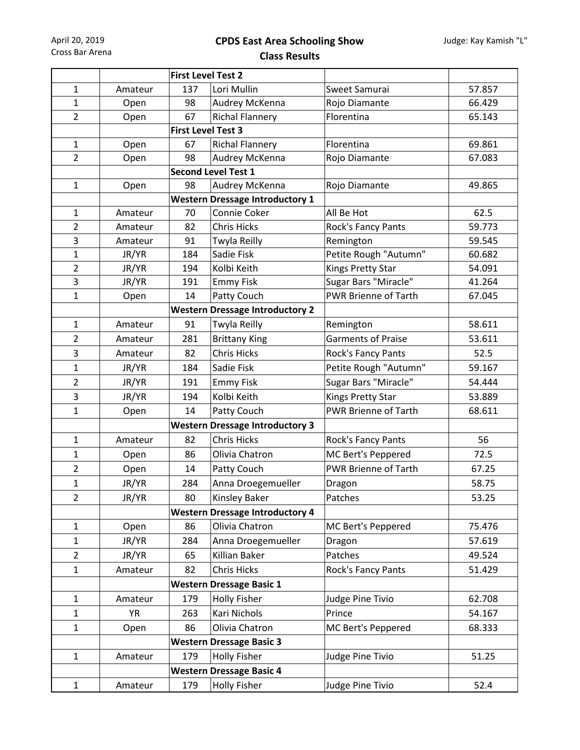April 20, 2019
Cross Bar Arena

## CPDS East Area Schooling Show
## Class Results

Judge: Kay Kamish "L"

| | | | | | |
|---|---|---|---|---|---|
| | | **First Level Test 2** | | | |
| 1 | Amateur | 137 | Lori Mullin | Sweet Samurai | 57.857 |
| 1 | Open | 98 | Audrey McKenna | Rojo Diamante | 66.429 |
| 2 | Open | 67 | Richal Flannery | Florentina | 65.143 |
| | | **First Level Test 3** | | | |
| 1 | Open | 67 | Richal Flannery | Florentina | 69.861 |
| 2 | Open | 98 | Audrey McKenna | Rojo Diamante | 67.083 |
| | | **Second Level Test 1** | | | |
| 1 | Open | 98 | Audrey McKenna | Rojo Diamante | 49.865 |
| | | **Western Dressage Introductory 1** | | | |
| 1 | Amateur | 70 | Connie Coker | All Be Hot | 62.5 |
| 2 | Amateur | 82 | Chris Hicks | Rock's Fancy Pants | 59.773 |
| 3 | Amateur | 91 | Twyla Reilly | Remington | 59.545 |
| 1 | JR/YR | 184 | Sadie Fisk | Petite Rough "Autumn" | 60.682 |
| 2 | JR/YR | 194 | Kolbi Keith | Kings Pretty Star | 54.091 |
| 3 | JR/YR | 191 | Emmy Fisk | Sugar Bars "Miracle" | 41.264 |
| 1 | Open | 14 | Patty Couch | PWR Brienne of Tarth | 67.045 |
| | | **Western Dressage Introductory 2** | | | |
| 1 | Amateur | 91 | Twyla Reilly | Remington | 58.611 |
| 2 | Amateur | 281 | Brittany King | Garments of Praise | 53.611 |
| 3 | Amateur | 82 | Chris Hicks | Rock's Fancy Pants | 52.5 |
| 1 | JR/YR | 184 | Sadie Fisk | Petite Rough "Autumn" | 59.167 |
| 2 | JR/YR | 191 | Emmy Fisk | Sugar Bars "Miracle" | 54.444 |
| 3 | JR/YR | 194 | Kolbi Keith | Kings Pretty Star | 53.889 |
| 1 | Open | 14 | Patty Couch | PWR Brienne of Tarth | 68.611 |
| | | **Western Dressage Introductory 3** | | | |
| 1 | Amateur | 82 | Chris Hicks | Rock's Fancy Pants | 56 |
| 1 | Open | 86 | Olivia Chatron | MC Bert's Peppered | 72.5 |
| 2 | Open | 14 | Patty Couch | PWR Brienne of Tarth | 67.25 |
| 1 | JR/YR | 284 | Anna Droegemueller | Dragon | 58.75 |
| 2 | JR/YR | 80 | Kinsley Baker | Patches | 53.25 |
| | | **Western Dressage Introductory 4** | | | |
| 1 | Open | 86 | Olivia Chatron | MC Bert's Peppered | 75.476 |
| 1 | JR/YR | 284 | Anna Droegemueller | Dragon | 57.619 |
| 2 | JR/YR | 65 | Killian Baker | Patches | 49.524 |
| 1 | Amateur | 82 | Chris Hicks | Rock's Fancy Pants | 51.429 |
| | | **Western Dressage Basic 1** | | | |
| 1 | Amateur | 179 | Holly Fisher | Judge Pine Tivio | 62.708 |
| 1 | YR | 263 | Kari Nichols | Prince | 54.167 |
| 1 | Open | 86 | Olivia Chatron | MC Bert's Peppered | 68.333 |
| | | **Western Dressage Basic 3** | | | |
| 1 | Amateur | 179 | Holly Fisher | Judge Pine Tivio | 51.25 |
| | | **Western Dressage Basic 4** | | | |
| 1 | Amateur | 179 | Holly Fisher | Judge Pine Tivio | 52.4 |